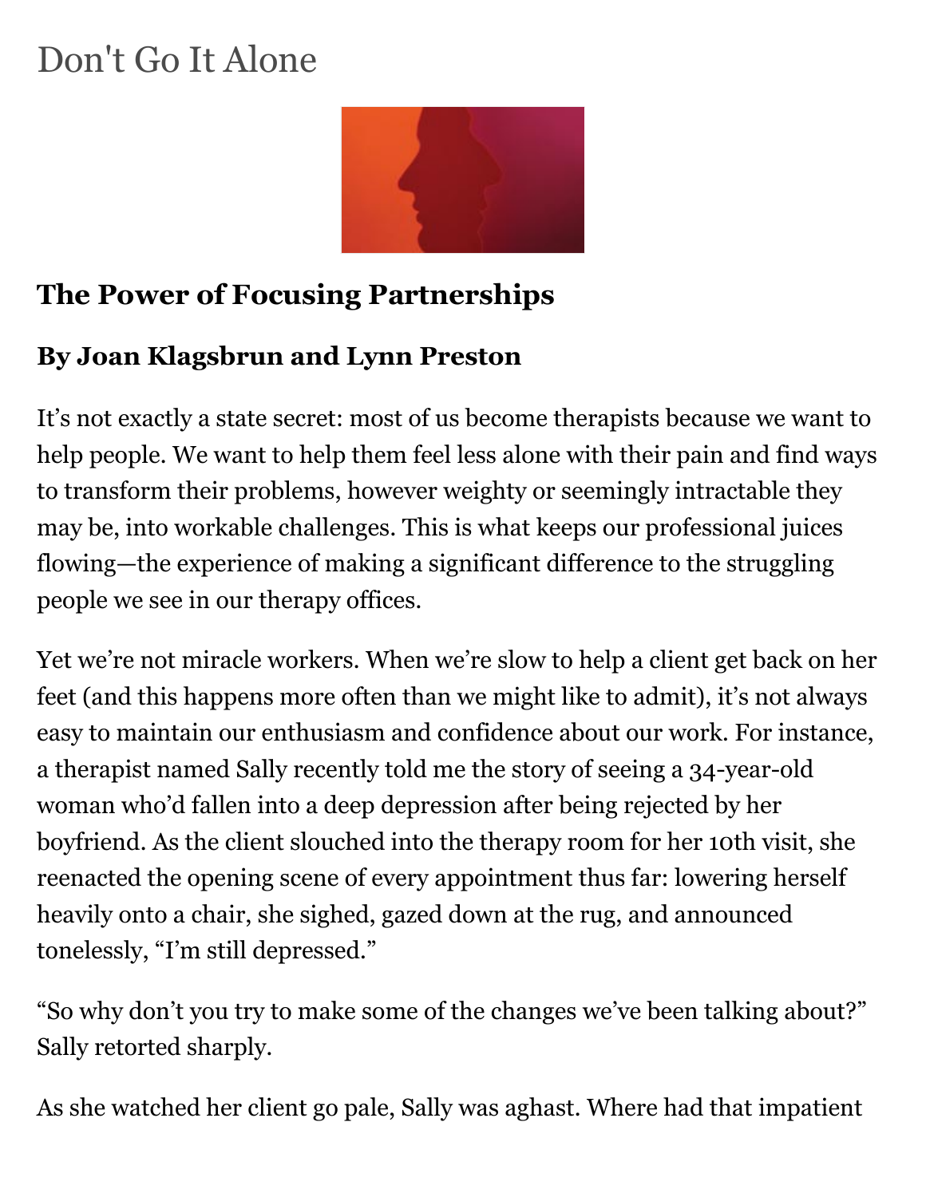# Don't Go It Alone

## The Power of Focusing Partnerships

### By Joan Klagsbrun and Lynn Preston

It’s not exactly a state secret: most of us become therapists because we want to help people. We want to help them feel less alone with their pain and find ways to transform their problems, however weighty or seemingly intractable they may be, into workable challenges. This is what keeps our professional juices flowing—the experience of making a significant difference to the struggling people we see in our therapy offices.

Yet we’re not miracle workers. When we’re slow to help a client get back on her feet (and this happens more often than we might like to admit), it’s not always easy to maintain our enthusiasm and confidence about our work. For instance, a therapist named Sally recently told me the story of seeing a 34-year-old woman who’d fallen into a deep depression after being rejected by her boyfriend. As the client slouched into the therapy room for her 10th visit, she reenacted the opening scene of every appointment thus far: lowering herself heavily onto a chair, she sighed, gazed down at the rug, and announced tonelessly, “I’m still depressed.”

“So why don’t you try to make some of the changes we’ve been talking about?” Sally retorted sharply.

As she watched her client go pale, Sally was aghast. Where had that impatient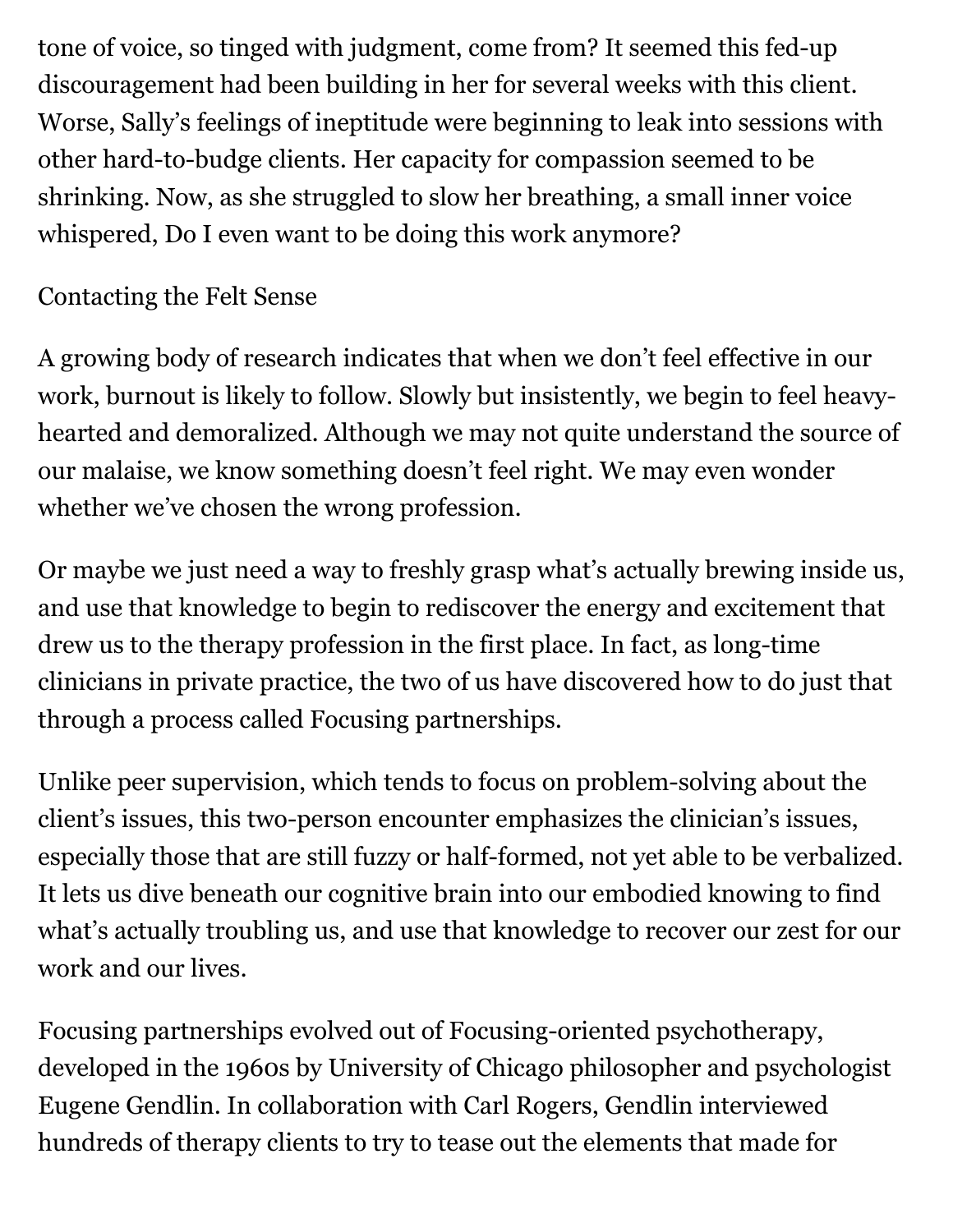tone of voice, so tinged with judgment, come from? It seemed this fed-up discouragement had been building in her for several weeks with this client. Worse, Sally's feelings of ineptitude were beginning to leak into sessions with other hard-to-budge clients. Her capacity for compassion seemed to be shrinking. Now, as she struggled to slow her breathing, a small inner voice whispered, Do I even want to be doing this work anymore?

## Contacting the Felt Sense

A growing body of research indicates that when we don't feel effective in our work, burnout is likely to follow. Slowly but insistently, we begin to feel heavy-hearted and demoralized. Although we may not quite understand the source of our malaise, we know something doesn't feel right. We may even wonder whether we've chosen the wrong profession.

Or maybe we just need a way to freshly grasp what's actually brewing inside us, and use that knowledge to begin to rediscover the energy and excitement that drew us to the therapy profession in the first place. In fact, as long-time clinicians in private practice, the two of us have discovered how to do just that through a process called Focusing partnerships.

Unlike peer supervision, which tends to focus on problem-solving about the client's issues, this two-person encounter emphasizes the clinician's issues, especially those that are still fuzzy or half-formed, not yet able to be verbalized. It lets us dive beneath our cognitive brain into our embodied knowing to find what's actually troubling us, and use that knowledge to recover our zest for our work and our lives.

Focusing partnerships evolved out of Focusing-oriented psychotherapy, developed in the 1960s by University of Chicago philosopher and psychologist Eugene Gendlin. In collaboration with Carl Rogers, Gendlin interviewed hundreds of therapy clients to try to tease out the elements that made for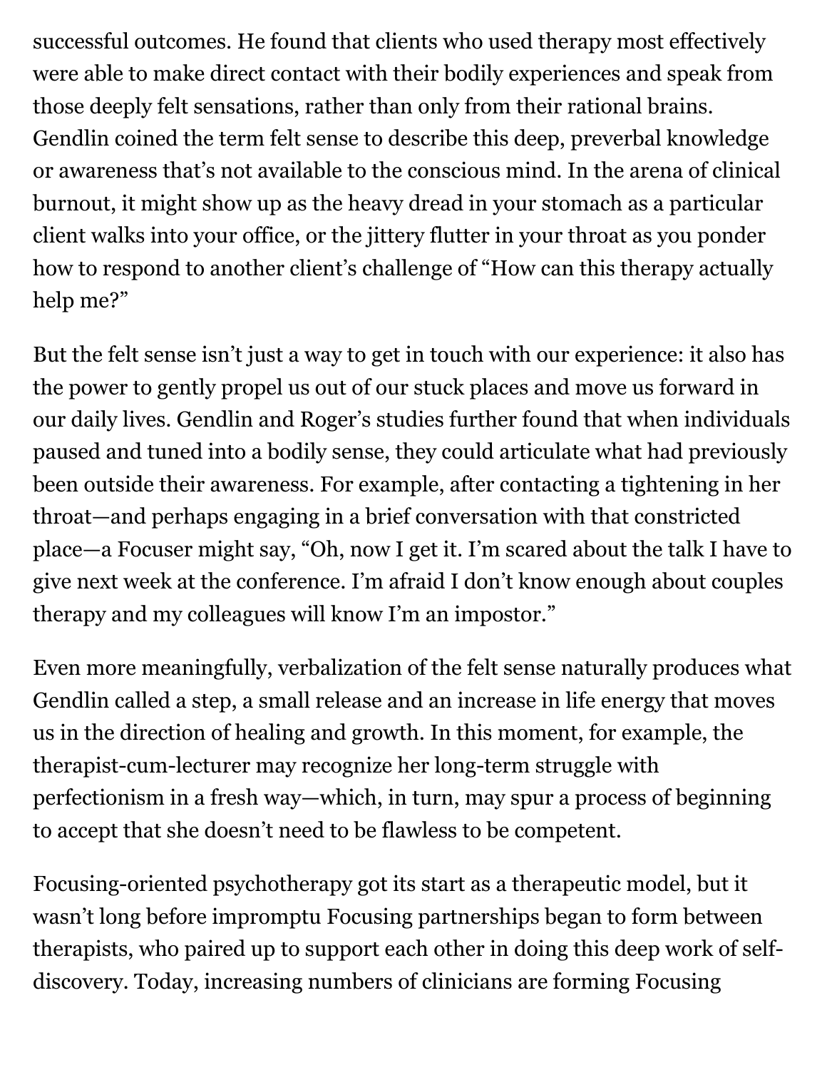successful outcomes. He found that clients who used therapy most effectively were able to make direct contact with their bodily experiences and speak from those deeply felt sensations, rather than only from their rational brains. Gendlin coined the term felt sense to describe this deep, preverbal knowledge or awareness that's not available to the conscious mind. In the arena of clinical burnout, it might show up as the heavy dread in your stomach as a particular client walks into your office, or the jittery flutter in your throat as you ponder how to respond to another client's challenge of "How can this therapy actually help me?"

But the felt sense isn't just a way to get in touch with our experience: it also has the power to gently propel us out of our stuck places and move us forward in our daily lives. Gendlin and Roger's studies further found that when individuals paused and tuned into a bodily sense, they could articulate what had previously been outside their awareness. For example, after contacting a tightening in her throat—and perhaps engaging in a brief conversation with that constricted place—a Focuser might say, "Oh, now I get it. I'm scared about the talk I have to give next week at the conference. I'm afraid I don't know enough about couples therapy and my colleagues will know I'm an impostor."

Even more meaningfully, verbalization of the felt sense naturally produces what Gendlin called a step, a small release and an increase in life energy that moves us in the direction of healing and growth. In this moment, for example, the therapist-cum-lecturer may recognize her long-term struggle with perfectionism in a fresh way—which, in turn, may spur a process of beginning to accept that she doesn't need to be flawless to be competent.

Focusing-oriented psychotherapy got its start as a therapeutic model, but it wasn't long before impromptu Focusing partnerships began to form between therapists, who paired up to support each other in doing this deep work of self-discovery. Today, increasing numbers of clinicians are forming Focusing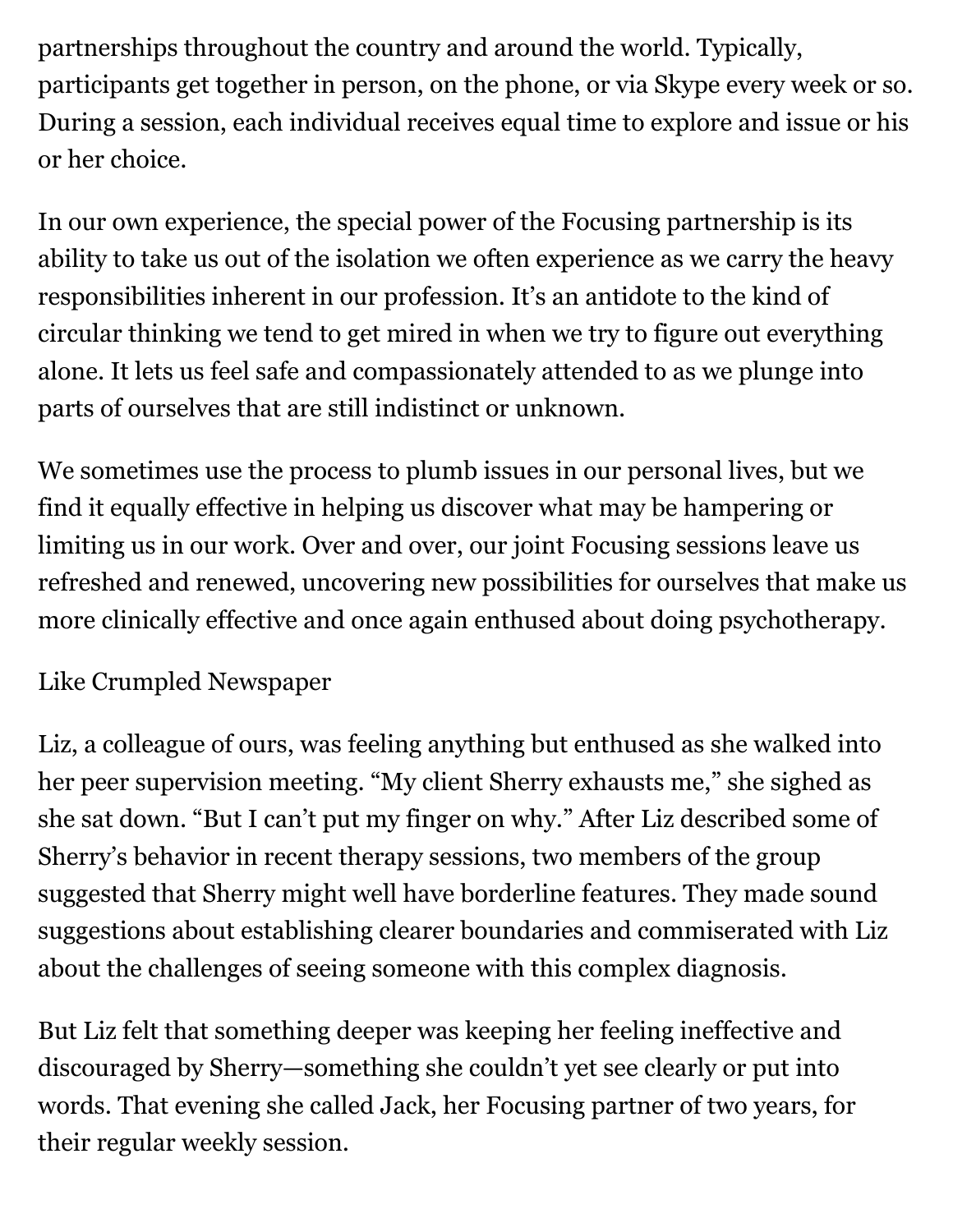partnerships throughout the country and around the world. Typically, participants get together in person, on the phone, or via Skype every week or so. During a session, each individual receives equal time to explore and issue or his or her choice.

In our own experience, the special power of the Focusing partnership is its ability to take us out of the isolation we often experience as we carry the heavy responsibilities inherent in our profession. It's an antidote to the kind of circular thinking we tend to get mired in when we try to figure out everything alone. It lets us feel safe and compassionately attended to as we plunge into parts of ourselves that are still indistinct or unknown.

We sometimes use the process to plumb issues in our personal lives, but we find it equally effective in helping us discover what may be hampering or limiting us in our work. Over and over, our joint Focusing sessions leave us refreshed and renewed, uncovering new possibilities for ourselves that make us more clinically effective and once again enthused about doing psychotherapy.

## Like Crumpled Newspaper

Liz, a colleague of ours, was feeling anything but enthused as she walked into her peer supervision meeting. "My client Sherry exhausts me," she sighed as she sat down. "But I can't put my finger on why." After Liz described some of Sherry's behavior in recent therapy sessions, two members of the group suggested that Sherry might well have borderline features. They made sound suggestions about establishing clearer boundaries and commiserated with Liz about the challenges of seeing someone with this complex diagnosis.

But Liz felt that something deeper was keeping her feeling ineffective and discouraged by Sherry—something she couldn't yet see clearly or put into words. That evening she called Jack, her Focusing partner of two years, for their regular weekly session.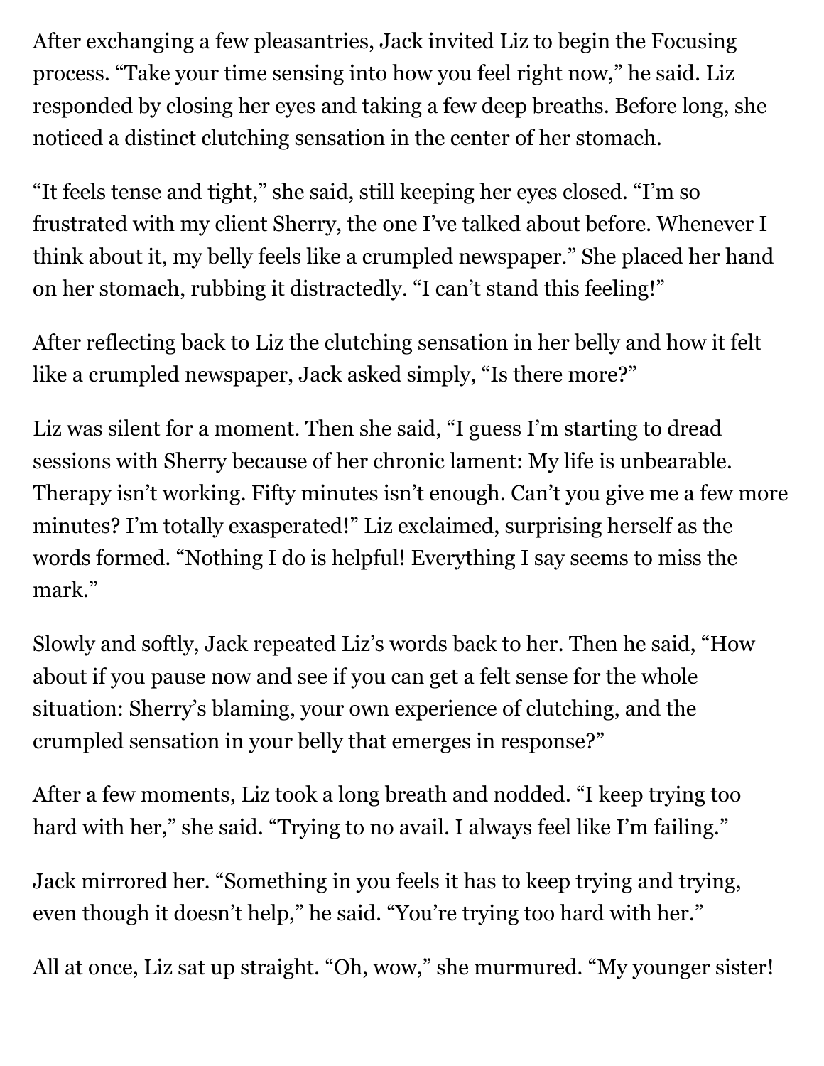After exchanging a few pleasantries, Jack invited Liz to begin the Focusing process. "Take your time sensing into how you feel right now," he said. Liz responded by closing her eyes and taking a few deep breaths. Before long, she noticed a distinct clutching sensation in the center of her stomach.

"It feels tense and tight," she said, still keeping her eyes closed. "I'm so frustrated with my client Sherry, the one I've talked about before. Whenever I think about it, my belly feels like a crumpled newspaper." She placed her hand on her stomach, rubbing it distractedly. "I can't stand this feeling!"

After reflecting back to Liz the clutching sensation in her belly and how it felt like a crumpled newspaper, Jack asked simply, "Is there more?"

Liz was silent for a moment. Then she said, "I guess I'm starting to dread sessions with Sherry because of her chronic lament: My life is unbearable. Therapy isn't working. Fifty minutes isn't enough. Can't you give me a few more minutes? I'm totally exasperated!" Liz exclaimed, surprising herself as the words formed. "Nothing I do is helpful! Everything I say seems to miss the mark."

Slowly and softly, Jack repeated Liz's words back to her. Then he said, "How about if you pause now and see if you can get a felt sense for the whole situation: Sherry's blaming, your own experience of clutching, and the crumpled sensation in your belly that emerges in response?"

After a few moments, Liz took a long breath and nodded. "I keep trying too hard with her," she said. "Trying to no avail. I always feel like I'm failing."

Jack mirrored her. "Something in you feels it has to keep trying and trying, even though it doesn't help," he said. "You're trying too hard with her."

All at once, Liz sat up straight. "Oh, wow," she murmured. "My younger sister!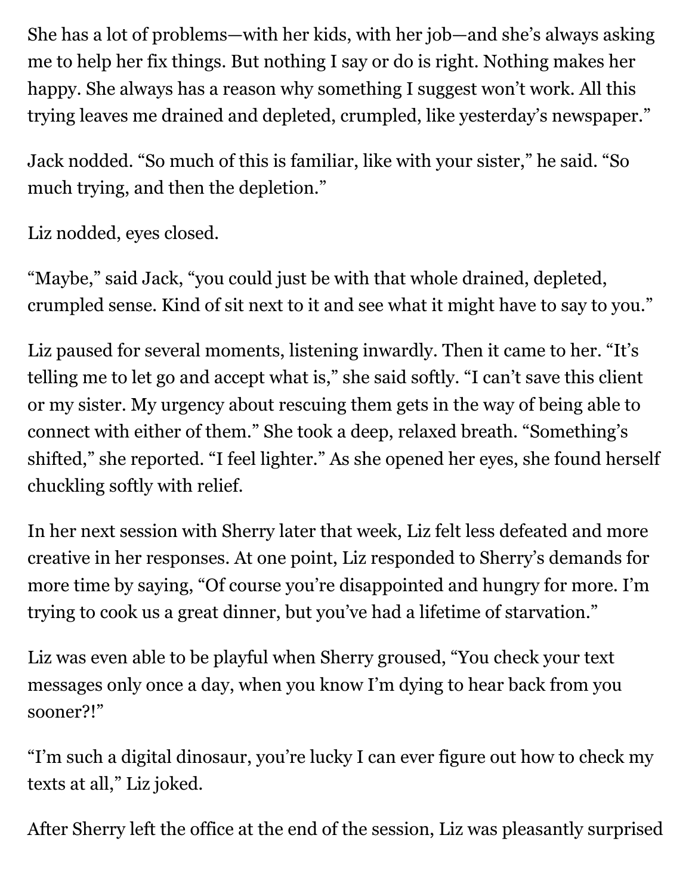She has a lot of problems—with her kids, with her job—and she's always asking me to help her fix things. But nothing I say or do is right. Nothing makes her happy. She always has a reason why something I suggest won't work. All this trying leaves me drained and depleted, crumpled, like yesterday's newspaper."

Jack nodded. "So much of this is familiar, like with your sister," he said. "So much trying, and then the depletion."

Liz nodded, eyes closed.

"Maybe," said Jack, "you could just be with that whole drained, depleted, crumpled sense. Kind of sit next to it and see what it might have to say to you."

Liz paused for several moments, listening inwardly. Then it came to her. "It's telling me to let go and accept what is," she said softly. "I can't save this client or my sister. My urgency about rescuing them gets in the way of being able to connect with either of them." She took a deep, relaxed breath. "Something's shifted," she reported. "I feel lighter." As she opened her eyes, she found herself chuckling softly with relief.

In her next session with Sherry later that week, Liz felt less defeated and more creative in her responses. At one point, Liz responded to Sherry's demands for more time by saying, "Of course you're disappointed and hungry for more. I'm trying to cook us a great dinner, but you've had a lifetime of starvation."

Liz was even able to be playful when Sherry groused, "You check your text messages only once a day, when you know I'm dying to hear back from you sooner?!"

"I'm such a digital dinosaur, you're lucky I can ever figure out how to check my texts at all," Liz joked.

After Sherry left the office at the end of the session, Liz was pleasantly surprised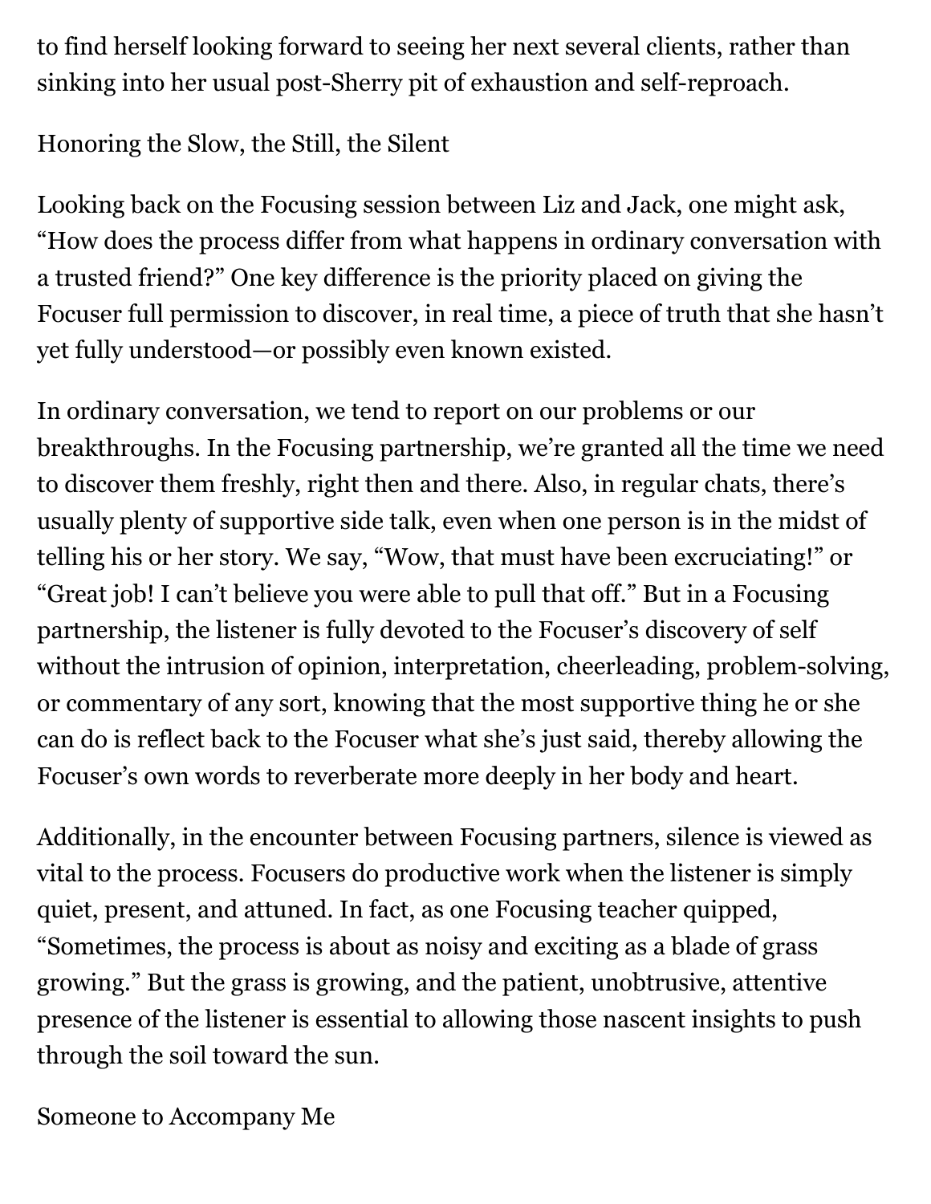to find herself looking forward to seeing her next several clients, rather than sinking into her usual post-Sherry pit of exhaustion and self-reproach.

## Honoring the Slow, the Still, the Silent

Looking back on the Focusing session between Liz and Jack, one might ask, "How does the process differ from what happens in ordinary conversation with a trusted friend?" One key difference is the priority placed on giving the Focuser full permission to discover, in real time, a piece of truth that she hasn't yet fully understood—or possibly even known existed.

In ordinary conversation, we tend to report on our problems or our breakthroughs. In the Focusing partnership, we're granted all the time we need to discover them freshly, right then and there. Also, in regular chats, there's usually plenty of supportive side talk, even when one person is in the midst of telling his or her story. We say, "Wow, that must have been excruciating!" or "Great job! I can't believe you were able to pull that off." But in a Focusing partnership, the listener is fully devoted to the Focuser's discovery of self without the intrusion of opinion, interpretation, cheerleading, problem-solving, or commentary of any sort, knowing that the most supportive thing he or she can do is reflect back to the Focuser what she's just said, thereby allowing the Focuser's own words to reverberate more deeply in her body and heart.

Additionally, in the encounter between Focusing partners, silence is viewed as vital to the process. Focusers do productive work when the listener is simply quiet, present, and attuned. In fact, as one Focusing teacher quipped, "Sometimes, the process is about as noisy and exciting as a blade of grass growing." But the grass is growing, and the patient, unobtrusive, attentive presence of the listener is essential to allowing those nascent insights to push through the soil toward the sun.

## Someone to Accompany Me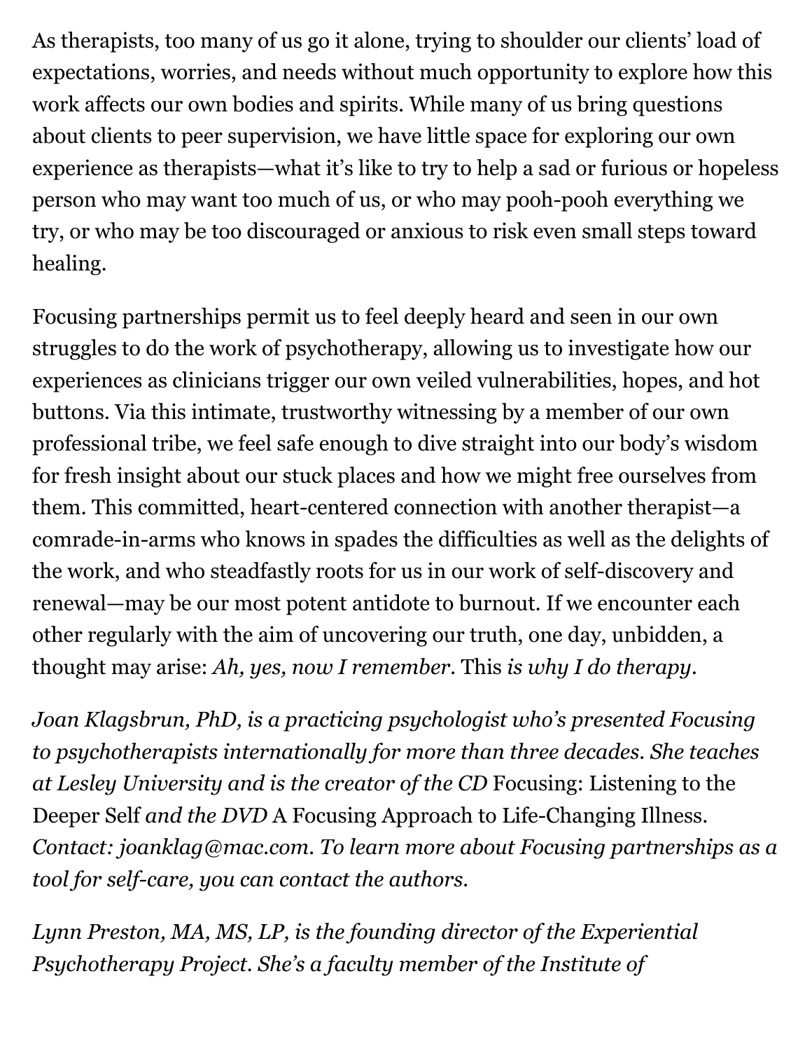As therapists, too many of us go it alone, trying to shoulder our clients' load of expectations, worries, and needs without much opportunity to explore how this work affects our own bodies and spirits. While many of us bring questions about clients to peer supervision, we have little space for exploring our own experience as therapists—what it's like to try to help a sad or furious or hopeless person who may want too much of us, or who may pooh-pooh everything we try, or who may be too discouraged or anxious to risk even small steps toward healing.

Focusing partnerships permit us to feel deeply heard and seen in our own struggles to do the work of psychotherapy, allowing us to investigate how our experiences as clinicians trigger our own veiled vulnerabilities, hopes, and hot buttons. Via this intimate, trustworthy witnessing by a member of our own professional tribe, we feel safe enough to dive straight into our body's wisdom for fresh insight about our stuck places and how we might free ourselves from them. This committed, heart-centered connection with another therapist—a comrade-in-arms who knows in spades the difficulties as well as the delights of the work, and who steadfastly roots for us in our work of self-discovery and renewal—may be our most potent antidote to burnout. If we encounter each other regularly with the aim of uncovering our truth, one day, unbidden, a thought may arise: *Ah, yes, now I remember.* This *is why I do therapy.*

*Joan Klagsbrun, PhD, is a practicing psychologist who's presented Focusing to psychotherapists internationally for more than three decades. She teaches at Lesley University and is the creator of the CD* Focusing: Listening to the Deeper Self *and the DVD* A Focusing Approach to Life-Changing Illness. *Contact: joanklag@mac.com. To learn more about Focusing partnerships as a tool for self-care, you can contact the authors.*

*Lynn Preston, MA, MS, LP, is the founding director of the Experiential Psychotherapy Project. She's a faculty member of the Institute of*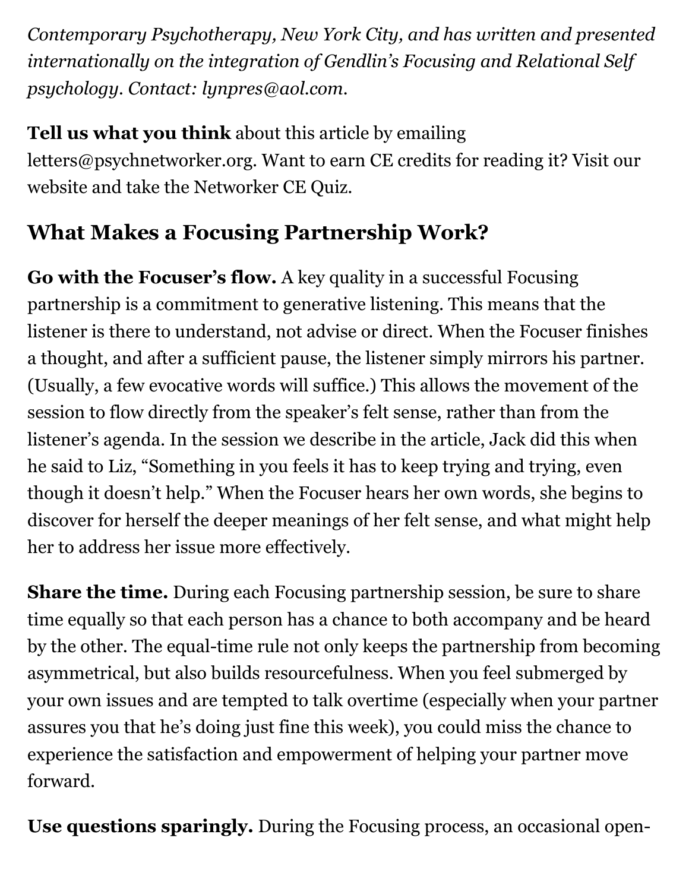*Contemporary Psychotherapy, New York City, and has written and presented internationally on the integration of Gendlin's Focusing and Relational Self psychology. Contact: lynpres@aol.com.*

**Tell us what you think** about this article by emailing letters@psychnetworker.org. Want to earn CE credits for reading it? Visit our website and take the Networker CE Quiz.

## What Makes a Focusing Partnership Work?

**Go with the Focuser's flow.** A key quality in a successful Focusing partnership is a commitment to generative listening. This means that the listener is there to understand, not advise or direct. When the Focuser finishes a thought, and after a sufficient pause, the listener simply mirrors his partner. (Usually, a few evocative words will suffice.) This allows the movement of the session to flow directly from the speaker's felt sense, rather than from the listener's agenda. In the session we describe in the article, Jack did this when he said to Liz, "Something in you feels it has to keep trying and trying, even though it doesn't help." When the Focuser hears her own words, she begins to discover for herself the deeper meanings of her felt sense, and what might help her to address her issue more effectively.

**Share the time.** During each Focusing partnership session, be sure to share time equally so that each person has a chance to both accompany and be heard by the other. The equal-time rule not only keeps the partnership from becoming asymmetrical, but also builds resourcefulness. When you feel submerged by your own issues and are tempted to talk overtime (especially when your partner assures you that he's doing just fine this week), you could miss the chance to experience the satisfaction and empowerment of helping your partner move forward.

**Use questions sparingly.** During the Focusing process, an occasional open-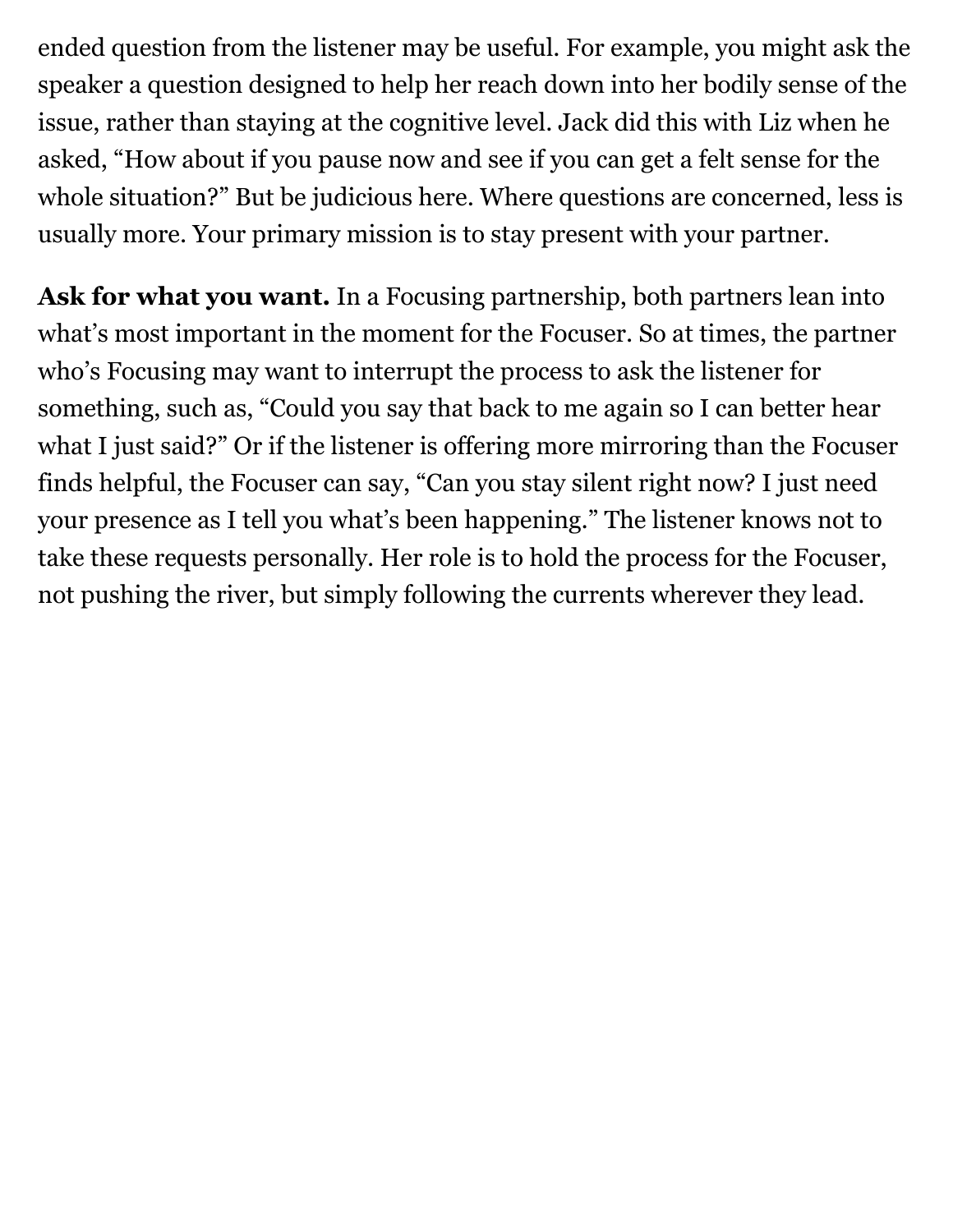ended question from the listener may be useful. For example, you might ask the speaker a question designed to help her reach down into her bodily sense of the issue, rather than staying at the cognitive level. Jack did this with Liz when he asked, "How about if you pause now and see if you can get a felt sense for the whole situation?" But be judicious here. Where questions are concerned, less is usually more. Your primary mission is to stay present with your partner.

**Ask for what you want.** In a Focusing partnership, both partners lean into what's most important in the moment for the Focuser. So at times, the partner who's Focusing may want to interrupt the process to ask the listener for something, such as, "Could you say that back to me again so I can better hear what I just said?" Or if the listener is offering more mirroring than the Focuser finds helpful, the Focuser can say, "Can you stay silent right now? I just need your presence as I tell you what's been happening." The listener knows not to take these requests personally. Her role is to hold the process for the Focuser, not pushing the river, but simply following the currents wherever they lead.